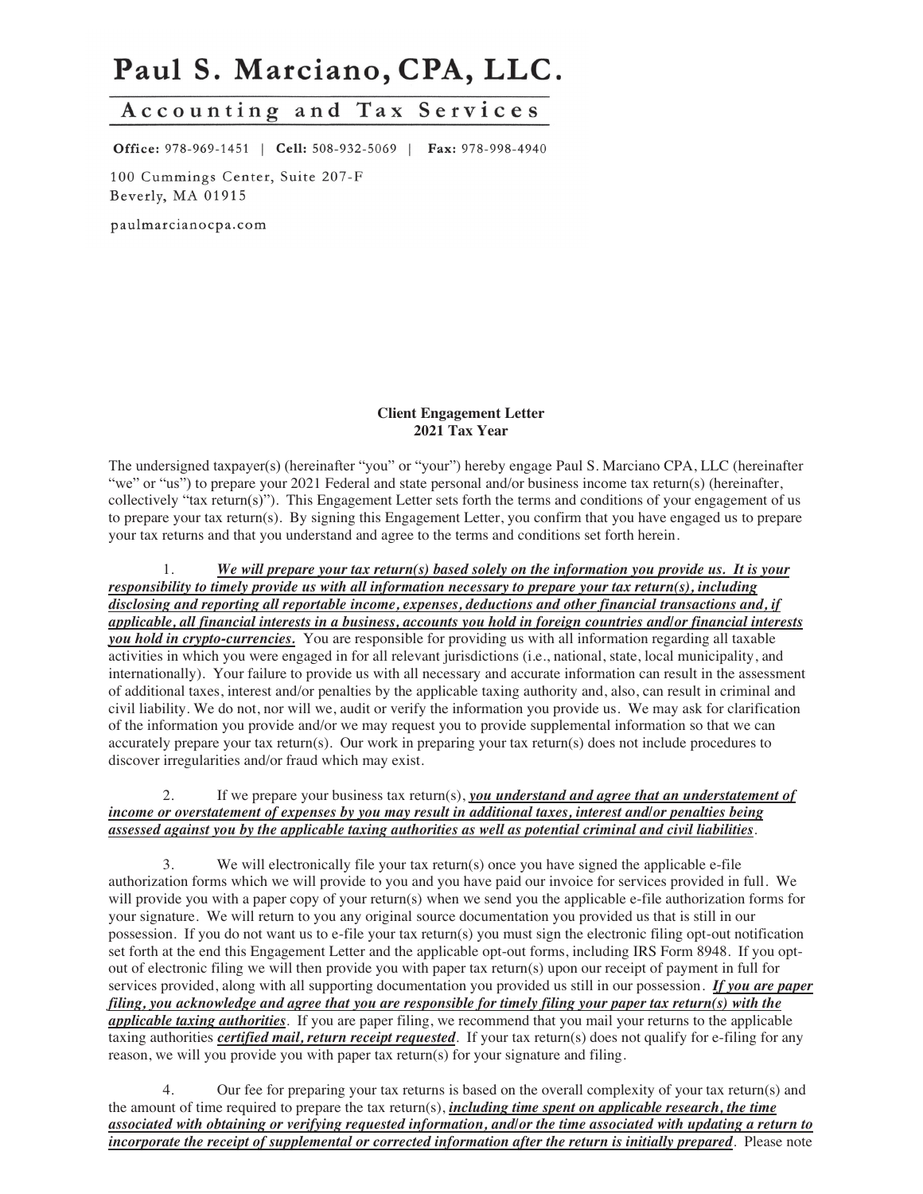# Paul S. Marciano, CPA, LLC.

## Accounting and Tax Services

**Office:** 978-969-1451 | **Cell:** 508-932-5069 | **Fax:** 978-998-4940

100 Cummings Center, Suite 207-F
Beverly, MA 01915

paulmarcianocpa.com

**Client Engagement Letter**
**2021 Tax Year**

The undersigned taxpayer(s) (hereinafter "you" or "your") hereby engage Paul S. Marciano CPA, LLC (hereinafter "we" or "us") to prepare your 2021 Federal and state personal and/or business income tax return(s) (hereinafter, collectively "tax return(s)"). This Engagement Letter sets forth the terms and conditions of your engagement of us to prepare your tax return(s). By signing this Engagement Letter, you confirm that you have engaged us to prepare your tax returns and that you understand and agree to the terms and conditions set forth herein.

1. ***We will prepare your tax return(s) based solely on the information you provide us. It is your responsibility to timely provide us with all information necessary to prepare your tax return(s), including disclosing and reporting all reportable income, expenses, deductions and other financial transactions and, if applicable, all financial interests in a business, accounts you hold in foreign countries and/or financial interests you hold in crypto-currencies.*** You are responsible for providing us with all information regarding all taxable activities in which you were engaged in for all relevant jurisdictions (i.e., national, state, local municipality, and internationally). Your failure to provide us with all necessary and accurate information can result in the assessment of additional taxes, interest and/or penalties by the applicable taxing authority and, also, can result in criminal and civil liability. We do not, nor will we, audit or verify the information you provide us. We may ask for clarification of the information you provide and/or we may request you to provide supplemental information so that we can accurately prepare your tax return(s). Our work in preparing your tax return(s) does not include procedures to discover irregularities and/or fraud which may exist.

2. If we prepare your business tax return(s), ***you understand and agree that an understatement of income or overstatement of expenses by you may result in additional taxes, interest and/or penalties being assessed against you by the applicable taxing authorities as well as potential criminal and civil liabilities***.

3. We will electronically file your tax return(s) once you have signed the applicable e-file authorization forms which we will provide to you and you have paid our invoice for services provided in full. We will provide you with a paper copy of your return(s) when we send you the applicable e-file authorization forms for your signature. We will return to you any original source documentation you provided us that is still in our possession. If you do not want us to e-file your tax return(s) you must sign the electronic filing opt-out notification set forth at the end this Engagement Letter and the applicable opt-out forms, including IRS Form 8948. If you opt-out of electronic filing we will then provide you with paper tax return(s) upon our receipt of payment in full for services provided, along with all supporting documentation you provided us still in our possession. ***If you are paper filing, you acknowledge and agree that you are responsible for timely filing your paper tax return(s) with the applicable taxing authorities***. If you are paper filing, we recommend that you mail your returns to the applicable taxing authorities ***certified mail, return receipt requested***. If your tax return(s) does not qualify for e-filing for any reason, we will you provide you with paper tax return(s) for your signature and filing.

4. Our fee for preparing your tax returns is based on the overall complexity of your tax return(s) and the amount of time required to prepare the tax return(s), ***including time spent on applicable research, the time associated with obtaining or verifying requested information, and/or the time associated with updating a return to incorporate the receipt of supplemental or corrected information after the return is initially prepared***. Please note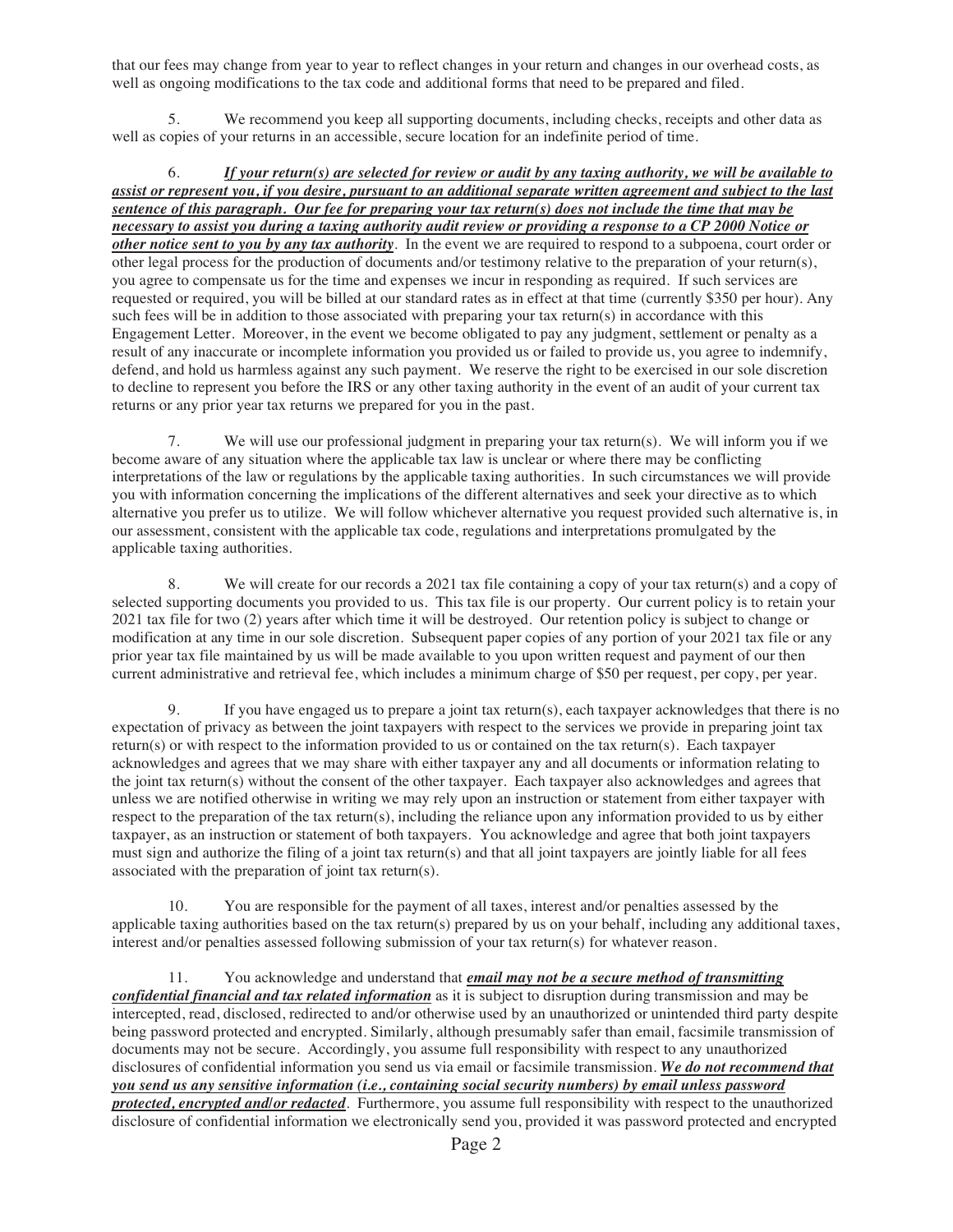that our fees may change from year to year to reflect changes in your return and changes in our overhead costs, as well as ongoing modifications to the tax code and additional forms that need to be prepared and filed.

5. We recommend you keep all supporting documents, including checks, receipts and other data as well as copies of your returns in an accessible, secure location for an indefinite period of time.

6. ***If your return(s) are selected for review or audit by any taxing authority, we will be available to assist or represent you, if you desire, pursuant to an additional separate written agreement and subject to the last sentence of this paragraph. Our fee for preparing your tax return(s) does not include the time that may be necessary to assist you during a taxing authority audit review or providing a response to a CP 2000 Notice or other notice sent to you by any tax authority***. In the event we are required to respond to a subpoena, court order or other legal process for the production of documents and/or testimony relative to the preparation of your return(s), you agree to compensate us for the time and expenses we incur in responding as required. If such services are requested or required, you will be billed at our standard rates as in effect at that time (currently $350 per hour). Any such fees will be in addition to those associated with preparing your tax return(s) in accordance with this Engagement Letter. Moreover, in the event we become obligated to pay any judgment, settlement or penalty as a result of any inaccurate or incomplete information you provided us or failed to provide us, you agree to indemnify, defend, and hold us harmless against any such payment. We reserve the right to be exercised in our sole discretion to decline to represent you before the IRS or any other taxing authority in the event of an audit of your current tax returns or any prior year tax returns we prepared for you in the past.

7. We will use our professional judgment in preparing your tax return(s). We will inform you if we become aware of any situation where the applicable tax law is unclear or where there may be conflicting interpretations of the law or regulations by the applicable taxing authorities. In such circumstances we will provide you with information concerning the implications of the different alternatives and seek your directive as to which alternative you prefer us to utilize. We will follow whichever alternative you request provided such alternative is, in our assessment, consistent with the applicable tax code, regulations and interpretations promulgated by the applicable taxing authorities.

8. We will create for our records a 2021 tax file containing a copy of your tax return(s) and a copy of selected supporting documents you provided to us. This tax file is our property. Our current policy is to retain your 2021 tax file for two (2) years after which time it will be destroyed. Our retention policy is subject to change or modification at any time in our sole discretion. Subsequent paper copies of any portion of your 2021 tax file or any prior year tax file maintained by us will be made available to you upon written request and payment of our then current administrative and retrieval fee, which includes a minimum charge of $50 per request, per copy, per year.

9. If you have engaged us to prepare a joint tax return(s), each taxpayer acknowledges that there is no expectation of privacy as between the joint taxpayers with respect to the services we provide in preparing joint tax return(s) or with respect to the information provided to us or contained on the tax return(s). Each taxpayer acknowledges and agrees that we may share with either taxpayer any and all documents or information relating to the joint tax return(s) without the consent of the other taxpayer. Each taxpayer also acknowledges and agrees that unless we are notified otherwise in writing we may rely upon an instruction or statement from either taxpayer with respect to the preparation of the tax return(s), including the reliance upon any information provided to us by either taxpayer, as an instruction or statement of both taxpayers. You acknowledge and agree that both joint taxpayers must sign and authorize the filing of a joint tax return(s) and that all joint taxpayers are jointly liable for all fees associated with the preparation of joint tax return(s).

10. You are responsible for the payment of all taxes, interest and/or penalties assessed by the applicable taxing authorities based on the tax return(s) prepared by us on your behalf, including any additional taxes, interest and/or penalties assessed following submission of your tax return(s) for whatever reason.

11. You acknowledge and understand that ***email may not be a secure method of transmitting confidential financial and tax related information*** as it is subject to disruption during transmission and may be intercepted, read, disclosed, redirected to and/or otherwise used by an unauthorized or unintended third party despite being password protected and encrypted. Similarly, although presumably safer than email, facsimile transmission of documents may not be secure. Accordingly, you assume full responsibility with respect to any unauthorized disclosures of confidential information you send us via email or facsimile transmission. ***We do not recommend that you send us any sensitive information (i.e., containing social security numbers) by email unless password protected, encrypted and/or redacted***. Furthermore, you assume full responsibility with respect to the unauthorized disclosure of confidential information we electronically send you, provided it was password protected and encrypted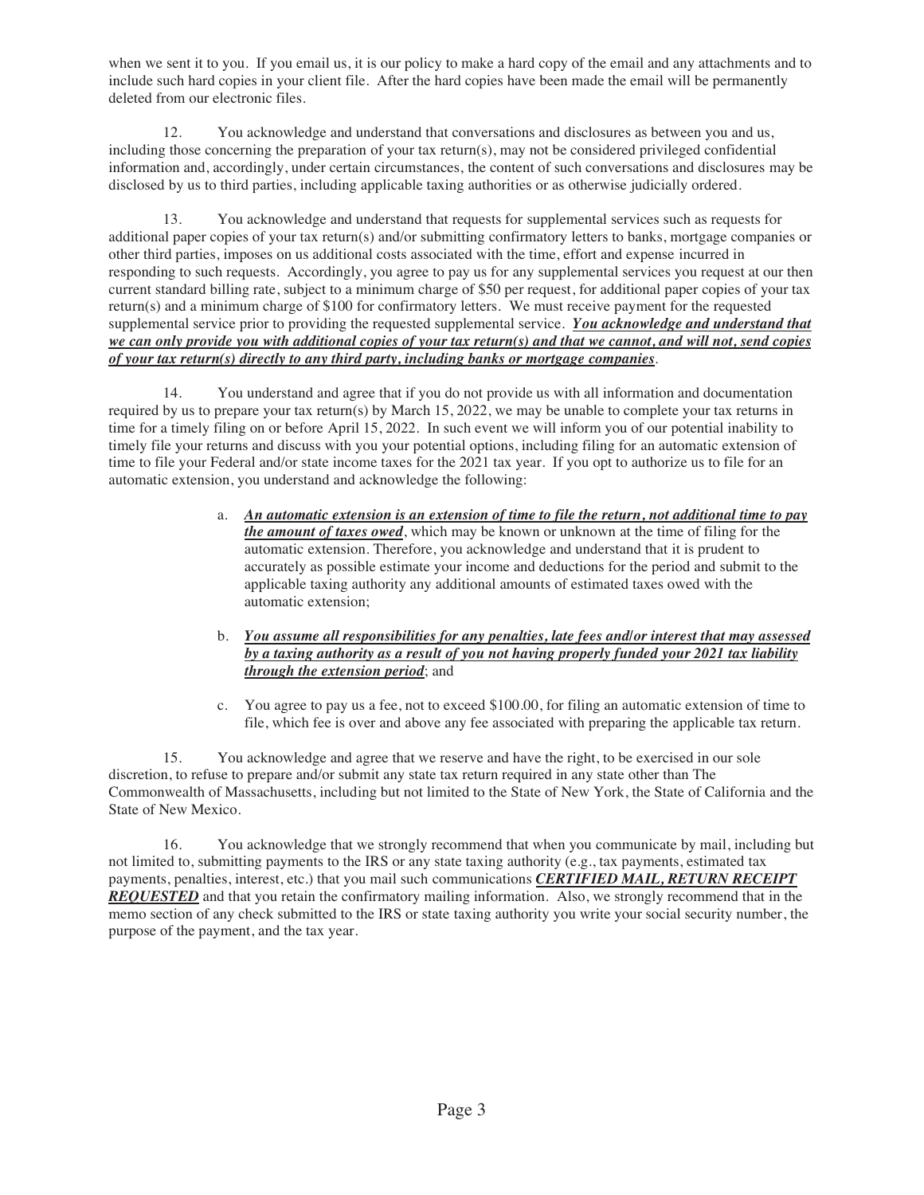when we sent it to you. If you email us, it is our policy to make a hard copy of the email and any attachments and to include such hard copies in your client file. After the hard copies have been made the email will be permanently deleted from our electronic files.

12. You acknowledge and understand that conversations and disclosures as between you and us, including those concerning the preparation of your tax return(s), may not be considered privileged confidential information and, accordingly, under certain circumstances, the content of such conversations and disclosures may be disclosed by us to third parties, including applicable taxing authorities or as otherwise judicially ordered.

13. You acknowledge and understand that requests for supplemental services such as requests for additional paper copies of your tax return(s) and/or submitting confirmatory letters to banks, mortgage companies or other third parties, imposes on us additional costs associated with the time, effort and expense incurred in responding to such requests. Accordingly, you agree to pay us for any supplemental services you request at our then current standard billing rate, subject to a minimum charge of $50 per request, for additional paper copies of your tax return(s) and a minimum charge of $100 for confirmatory letters. We must receive payment for the requested supplemental service prior to providing the requested supplemental service. ***<u>You acknowledge and understand that we can only provide you with additional copies of your tax return(s) and that we cannot, and will not, send copies of your tax return(s) directly to any third party, including banks or mortgage companies</u>***.

14. You understand and agree that if you do not provide us with all information and documentation required by us to prepare your tax return(s) by March 15, 2022, we may be unable to complete your tax returns in time for a timely filing on or before April 15, 2022. In such event we will inform you of our potential inability to timely file your returns and discuss with you your potential options, including filing for an automatic extension of time to file your Federal and/or state income taxes for the 2021 tax year. If you opt to authorize us to file for an automatic extension, you understand and acknowledge the following:

a. ***<u>An automatic extension is an extension of time to file the return, not additional time to pay the amount of taxes owed</u>***, which may be known or unknown at the time of filing for the automatic extension. Therefore, you acknowledge and understand that it is prudent to accurately as possible estimate your income and deductions for the period and submit to the applicable taxing authority any additional amounts of estimated taxes owed with the automatic extension;

b. ***<u>You assume all responsibilities for any penalties, late fees and/or interest that may assessed by a taxing authority as a result of you not having properly funded your 2021 tax liability through the extension period</u>***; and

c. You agree to pay us a fee, not to exceed $100.00, for filing an automatic extension of time to file, which fee is over and above any fee associated with preparing the applicable tax return.

15. You acknowledge and agree that we reserve and have the right, to be exercised in our sole discretion, to refuse to prepare and/or submit any state tax return required in any state other than The Commonwealth of Massachusetts, including but not limited to the State of New York, the State of California and the State of New Mexico.

16. You acknowledge that we strongly recommend that when you communicate by mail, including but not limited to, submitting payments to the IRS or any state taxing authority (e.g., tax payments, estimated tax payments, penalties, interest, etc.) that you mail such communications ***<u>CERTIFIED MAIL, RETURN RECEIPT REQUESTED</u>*** and that you retain the confirmatory mailing information. Also, we strongly recommend that in the memo section of any check submitted to the IRS or state taxing authority you write your social security number, the purpose of the payment, and the tax year.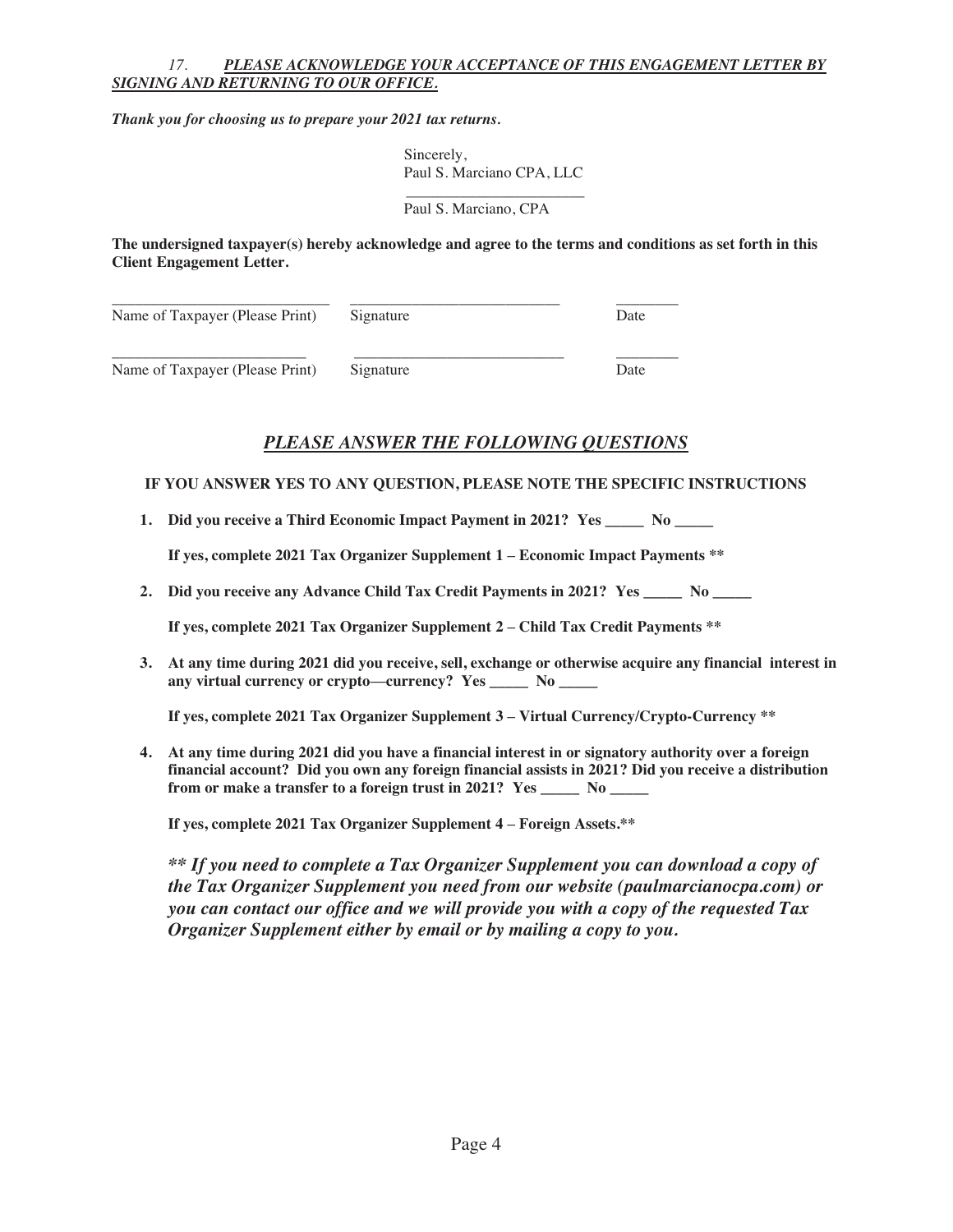17. ***PLEASE ACKNOWLEDGE YOUR ACCEPTANCE OF THIS ENGAGEMENT LETTER BY SIGNING AND RETURNING TO OUR OFFICE.***

***Thank you for choosing us to prepare your 2021 tax returns.***

Sincerely,
Paul S. Marciano CPA, LLC

______________________
Paul S. Marciano, CPA

**The undersigned taxpayer(s) hereby acknowledge and agree to the terms and conditions as set forth in this Client Engagement Letter.**

| | | |
|---|---|---|
| ____________________________ | ___________________________ | ________ |
| Name of Taxpayer (Please Print) | Signature | Date |
| ____________________________ | ___________________________ | ________ |
| Name of Taxpayer (Please Print) | Signature | Date |

## ***PLEASE ANSWER THE FOLLOWING QUESTIONS***

**IF YOU ANSWER YES TO ANY QUESTION, PLEASE NOTE THE SPECIFIC INSTRUCTIONS**

1. **Did you receive a Third Economic Impact Payment in 2021? Yes _____ No _____**

   **If yes, complete 2021 Tax Organizer Supplement 1 – Economic Impact Payments ****

2. **Did you receive any Advance Child Tax Credit Payments in 2021? Yes _____ No _____**

   **If yes, complete 2021 Tax Organizer Supplement 2 – Child Tax Credit Payments ****

3. **At any time during 2021 did you receive, sell, exchange or otherwise acquire any financial interest in any virtual currency or crypto—currency? Yes _____ No _____**

   **If yes, complete 2021 Tax Organizer Supplement 3 – Virtual Currency/Crypto-Currency ****

4. **At any time during 2021 did you have a financial interest in or signatory authority over a foreign financial account? Did you own any foreign financial assists in 2021? Did you receive a distribution from or make a transfer to a foreign trust in 2021? Yes _____ No _____**

   **If yes, complete 2021 Tax Organizer Supplement 4 – Foreign Assets.****

***** If you need to complete a Tax Organizer Supplement you can download a copy of the Tax Organizer Supplement you need from our website (paulmarcianocpa.com) or you can contact our office and we will provide you with a copy of the requested Tax Organizer Supplement either by email or by mailing a copy to you.***